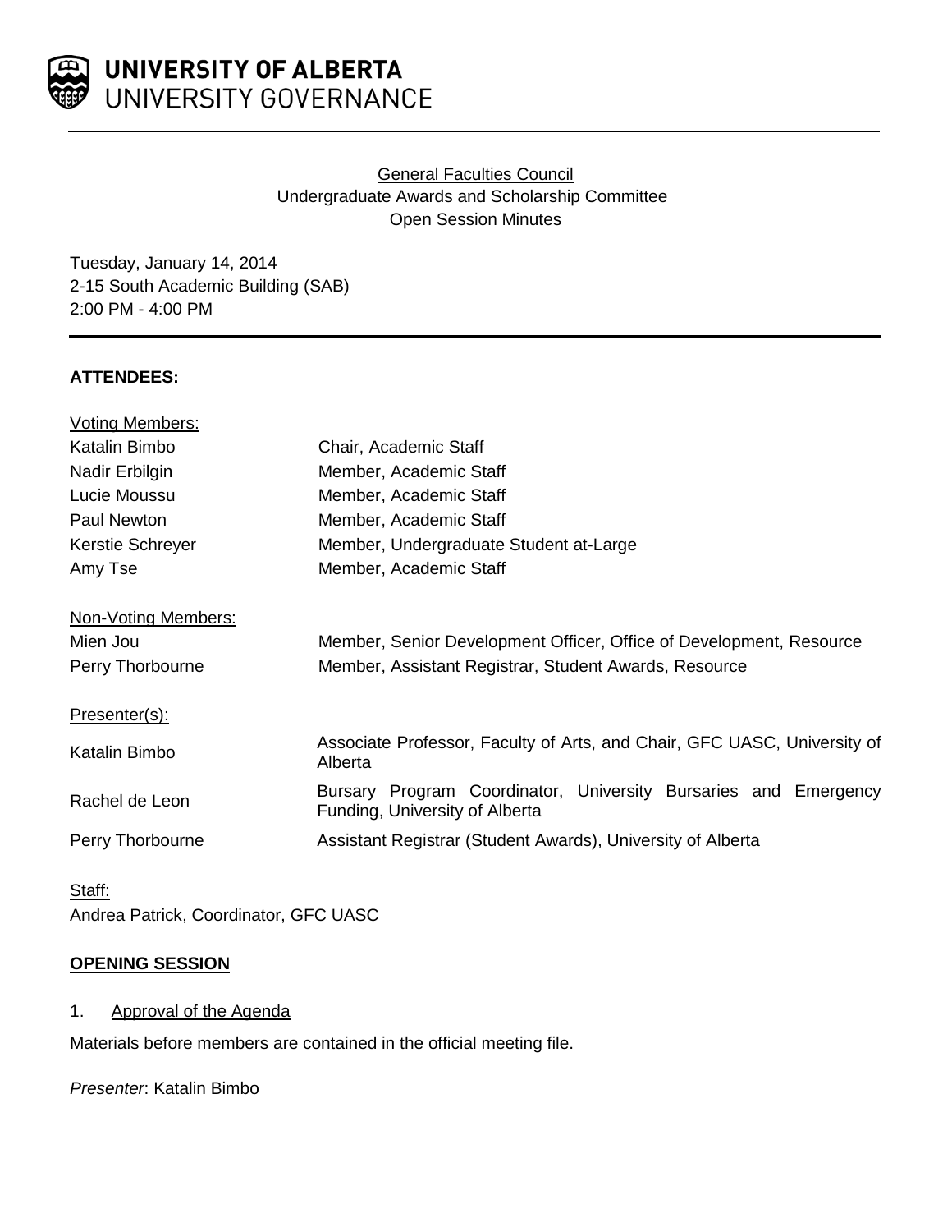# UNIVERSITY OF ALBERTA
## UNIVERSITY GOVERNANCE

General Faculties Council
Undergraduate Awards and Scholarship Committee
Open Session Minutes

Tuesday, January 14, 2014
2-15 South Academic Building (SAB)
2:00 PM - 4:00 PM

**ATTENDEES:**

Voting Members:

| | |
|---|---|
| Katalin Bimbo | Chair, Academic Staff |
| Nadir Erbilgin | Member, Academic Staff |
| Lucie Moussu | Member, Academic Staff |
| Paul Newton | Member, Academic Staff |
| Kerstie Schreyer | Member, Undergraduate Student at-Large |
| Amy Tse | Member, Academic Staff |

Non-Voting Members:

| | |
|---|---|
| Mien Jou | Member, Senior Development Officer, Office of Development, Resource |
| Perry Thorbourne | Member, Assistant Registrar, Student Awards, Resource |

Presenter(s):

| | |
|---|---|
| Katalin Bimbo | Associate Professor, Faculty of Arts, and Chair, GFC UASC, University of Alberta |
| Rachel de Leon | Bursary Program Coordinator, University Bursaries and Emergency Funding, University of Alberta |
| Perry Thorbourne | Assistant Registrar (Student Awards), University of Alberta |

Staff:
Andrea Patrick, Coordinator, GFC UASC

**OPENING SESSION**

1. Approval of the Agenda

Materials before members are contained in the official meeting file.

*Presenter*: Katalin Bimbo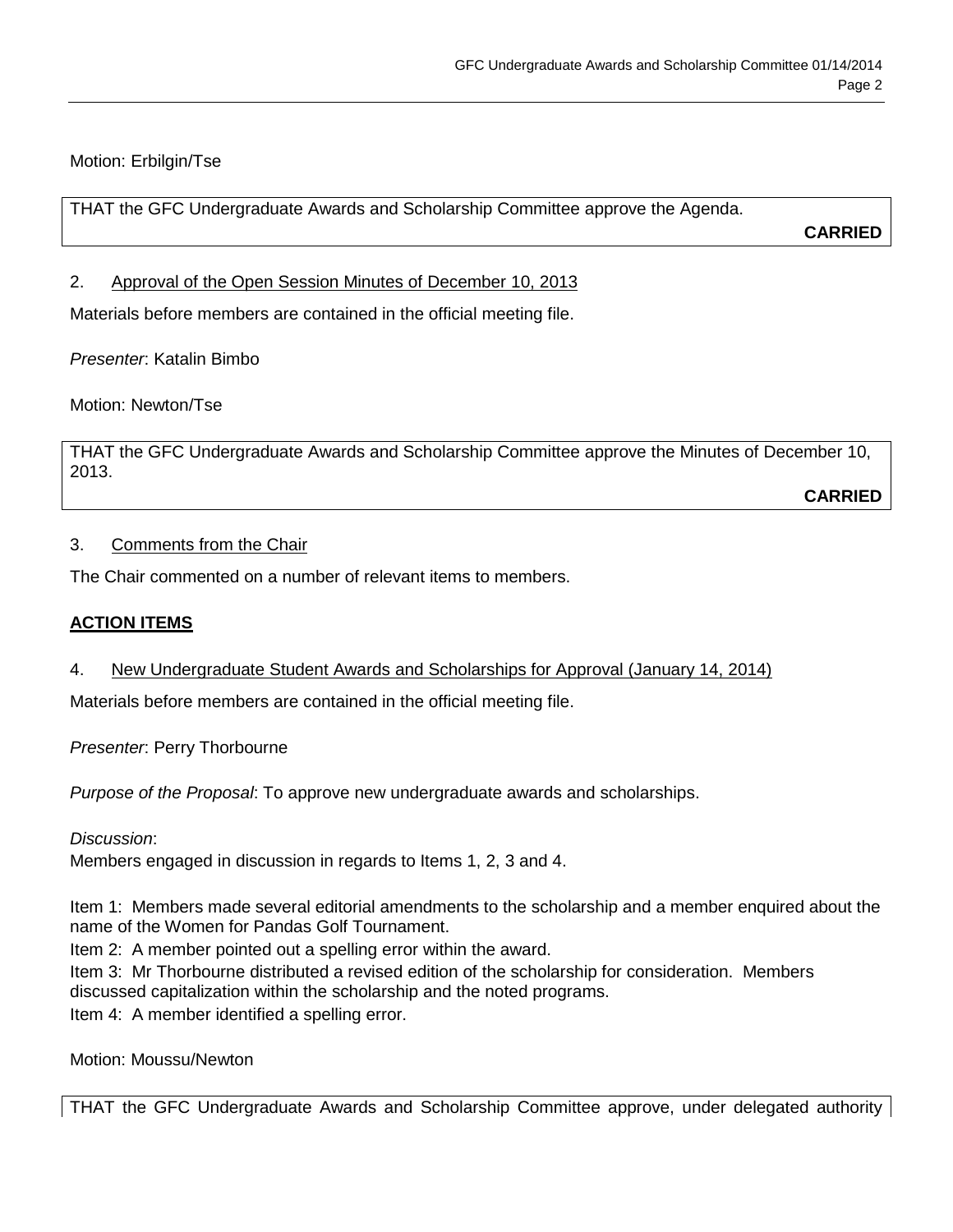Motion: Erbilgin/Tse

THAT the GFC Undergraduate Awards and Scholarship Committee approve the Agenda.

**CARRIED**

2. Approval of the Open Session Minutes of December 10, 2013

Materials before members are contained in the official meeting file.

*Presenter*: Katalin Bimbo

Motion: Newton/Tse

THAT the GFC Undergraduate Awards and Scholarship Committee approve the Minutes of December 10, 2013.

**CARRIED**

3. Comments from the Chair

The Chair commented on a number of relevant items to members.

**ACTION ITEMS**

4. New Undergraduate Student Awards and Scholarships for Approval (January 14, 2014)

Materials before members are contained in the official meeting file.

*Presenter*: Perry Thorbourne

*Purpose of the Proposal*: To approve new undergraduate awards and scholarships.

*Discussion*:
Members engaged in discussion in regards to Items 1, 2, 3 and 4.

Item 1: Members made several editorial amendments to the scholarship and a member enquired about the name of the Women for Pandas Golf Tournament.
Item 2: A member pointed out a spelling error within the award.
Item 3: Mr Thorbourne distributed a revised edition of the scholarship for consideration. Members discussed capitalization within the scholarship and the noted programs.
Item 4: A member identified a spelling error.

Motion: Moussu/Newton

THAT the GFC Undergraduate Awards and Scholarship Committee approve, under delegated authority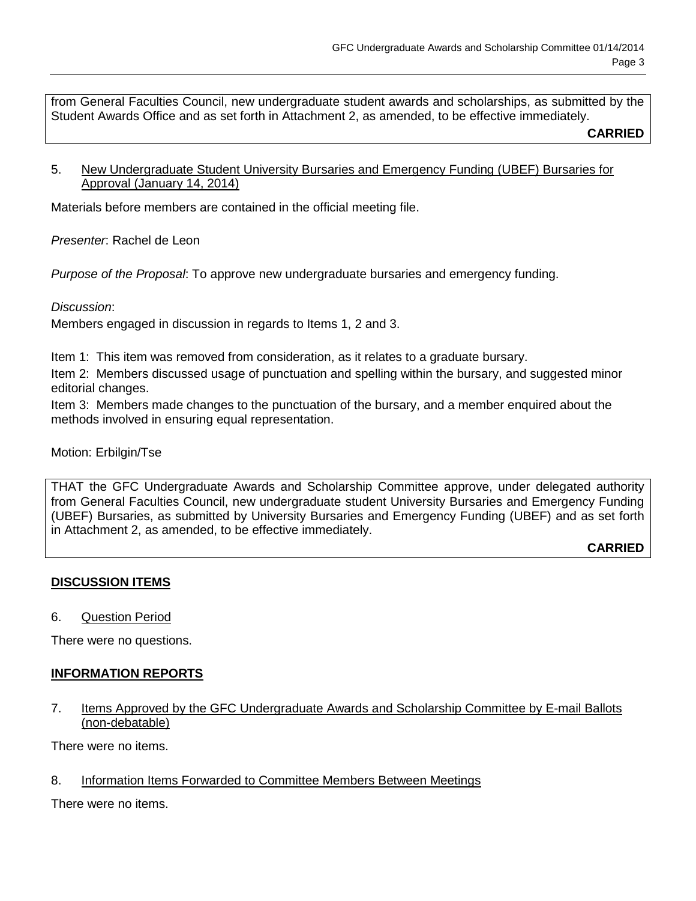from General Faculties Council, new undergraduate student awards and scholarships, as submitted by the Student Awards Office and as set forth in Attachment 2, as amended, to be effective immediately.

**CARRIED**

5. New Undergraduate Student University Bursaries and Emergency Funding (UBEF) Bursaries for Approval (January 14, 2014)

Materials before members are contained in the official meeting file.

*Presenter*: Rachel de Leon

*Purpose of the Proposal*: To approve new undergraduate bursaries and emergency funding.

*Discussion*:

Members engaged in discussion in regards to Items 1, 2 and 3.

Item 1: This item was removed from consideration, as it relates to a graduate bursary.

Item 2: Members discussed usage of punctuation and spelling within the bursary, and suggested minor editorial changes.

Item 3: Members made changes to the punctuation of the bursary, and a member enquired about the methods involved in ensuring equal representation.

Motion: Erbilgin/Tse

THAT the GFC Undergraduate Awards and Scholarship Committee approve, under delegated authority from General Faculties Council, new undergraduate student University Bursaries and Emergency Funding (UBEF) Bursaries, as submitted by University Bursaries and Emergency Funding (UBEF) and as set forth in Attachment 2, as amended, to be effective immediately.

**CARRIED**

## DISCUSSION ITEMS

6. Question Period

There were no questions.

## INFORMATION REPORTS

7. Items Approved by the GFC Undergraduate Awards and Scholarship Committee by E-mail Ballots (non-debatable)

There were no items.

8. Information Items Forwarded to Committee Members Between Meetings

There were no items.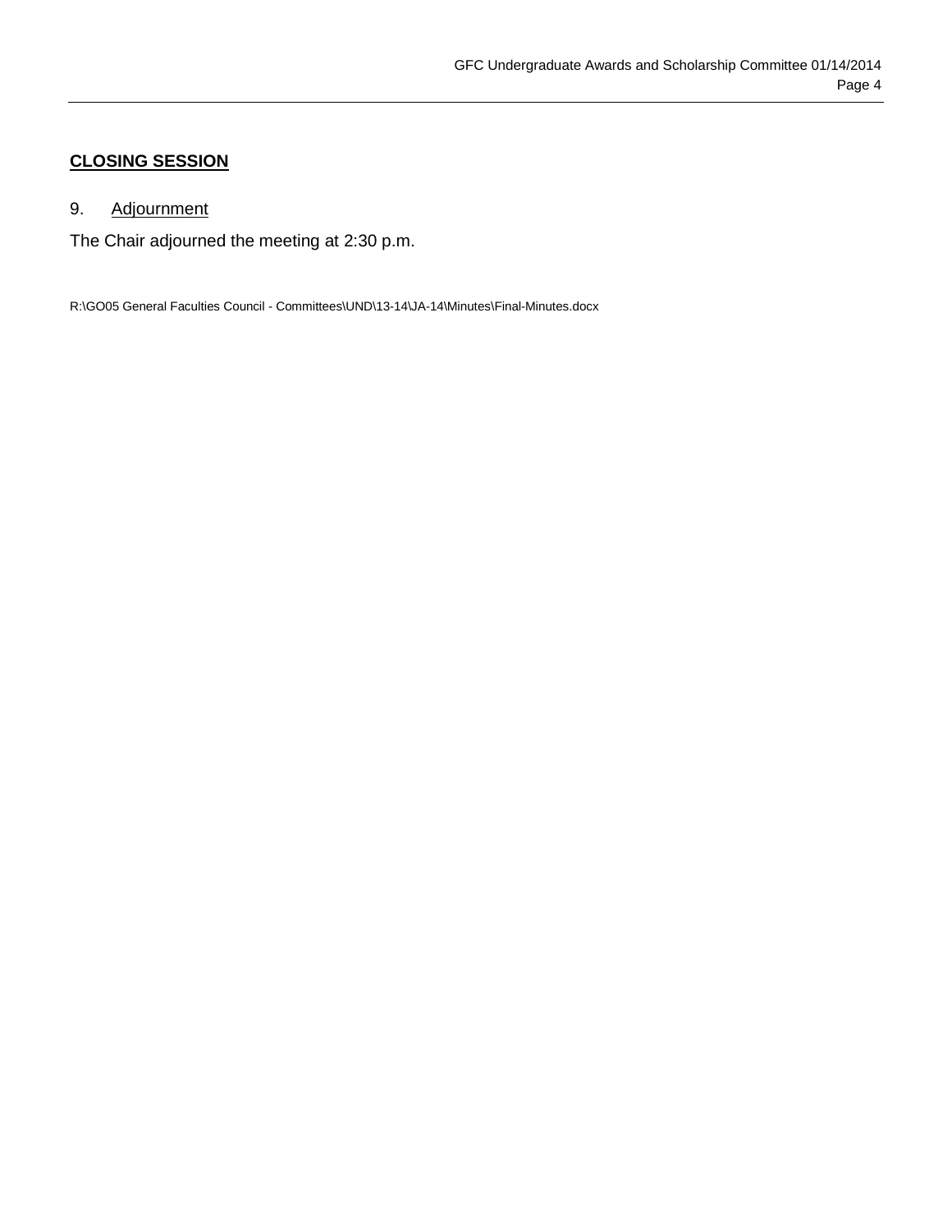## **CLOSING SESSION**

9. Adjournment

The Chair adjourned the meeting at 2:30 p.m.

R:\GO05 General Faculties Council - Committees\UND\13-14\JA-14\Minutes\Final-Minutes.docx